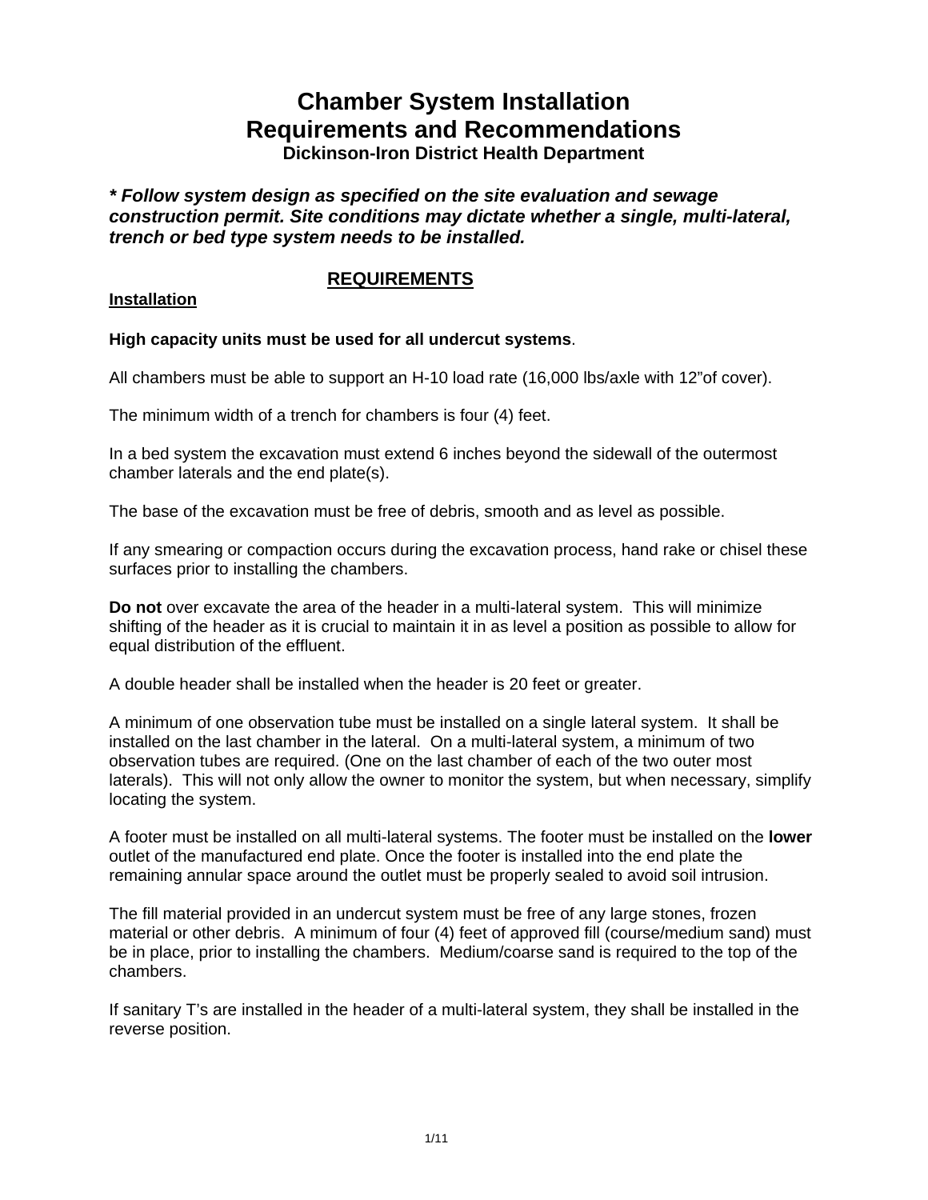# Chamber System Installation Requirements and Recommendations

### Dickinson-Iron District Health Department

***\* Follow system design as specified on the site evaluation and sewage construction permit. Site conditions may dictate whether a single, multi-lateral, trench or bed type system needs to be installed.***

## REQUIREMENTS

### Installation

**High capacity units must be used for all undercut systems**.

All chambers must be able to support an H-10 load rate (16,000 lbs/axle with 12"of cover).

The minimum width of a trench for chambers is four (4) feet.

In a bed system the excavation must extend 6 inches beyond the sidewall of the outermost chamber laterals and the end plate(s).

The base of the excavation must be free of debris, smooth and as level as possible.

If any smearing or compaction occurs during the excavation process, hand rake or chisel these surfaces prior to installing the chambers.

**Do not** over excavate the area of the header in a multi-lateral system. This will minimize shifting of the header as it is crucial to maintain it in as level a position as possible to allow for equal distribution of the effluent.

A double header shall be installed when the header is 20 feet or greater.

A minimum of one observation tube must be installed on a single lateral system. It shall be installed on the last chamber in the lateral. On a multi-lateral system, a minimum of two observation tubes are required. (One on the last chamber of each of the two outer most laterals). This will not only allow the owner to monitor the system, but when necessary, simplify locating the system.

A footer must be installed on all multi-lateral systems. The footer must be installed on the **lower** outlet of the manufactured end plate. Once the footer is installed into the end plate the remaining annular space around the outlet must be properly sealed to avoid soil intrusion.

The fill material provided in an undercut system must be free of any large stones, frozen material or other debris. A minimum of four (4) feet of approved fill (course/medium sand) must be in place, prior to installing the chambers. Medium/coarse sand is required to the top of the chambers.

If sanitary T's are installed in the header of a multi-lateral system, they shall be installed in the reverse position.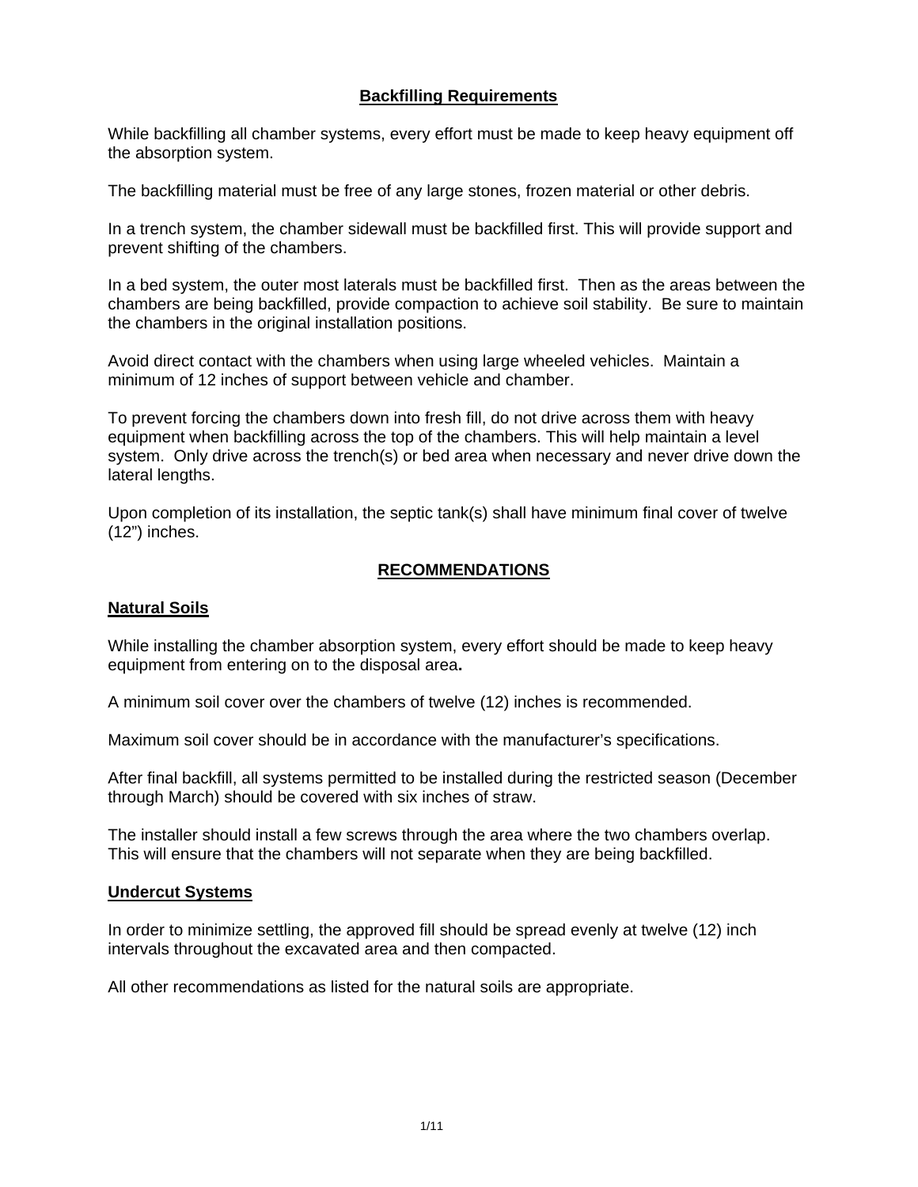## Backfilling Requirements

While backfilling all chamber systems, every effort must be made to keep heavy equipment off the absorption system.

The backfilling material must be free of any large stones, frozen material or other debris.

In a trench system, the chamber sidewall must be backfilled first. This will provide support and prevent shifting of the chambers.

In a bed system, the outer most laterals must be backfilled first. Then as the areas between the chambers are being backfilled, provide compaction to achieve soil stability. Be sure to maintain the chambers in the original installation positions.

Avoid direct contact with the chambers when using large wheeled vehicles. Maintain a minimum of 12 inches of support between vehicle and chamber.

To prevent forcing the chambers down into fresh fill, do not drive across them with heavy equipment when backfilling across the top of the chambers. This will help maintain a level system. Only drive across the trench(s) or bed area when necessary and never drive down the lateral lengths.

Upon completion of its installation, the septic tank(s) shall have minimum final cover of twelve (12") inches.

## RECOMMENDATIONS

### Natural Soils

While installing the chamber absorption system, every effort should be made to keep heavy equipment from entering on to the disposal area**.**

A minimum soil cover over the chambers of twelve (12) inches is recommended.

Maximum soil cover should be in accordance with the manufacturer's specifications.

After final backfill, all systems permitted to be installed during the restricted season (December through March) should be covered with six inches of straw.

The installer should install a few screws through the area where the two chambers overlap. This will ensure that the chambers will not separate when they are being backfilled.

### Undercut Systems

In order to minimize settling, the approved fill should be spread evenly at twelve (12) inch intervals throughout the excavated area and then compacted.

All other recommendations as listed for the natural soils are appropriate.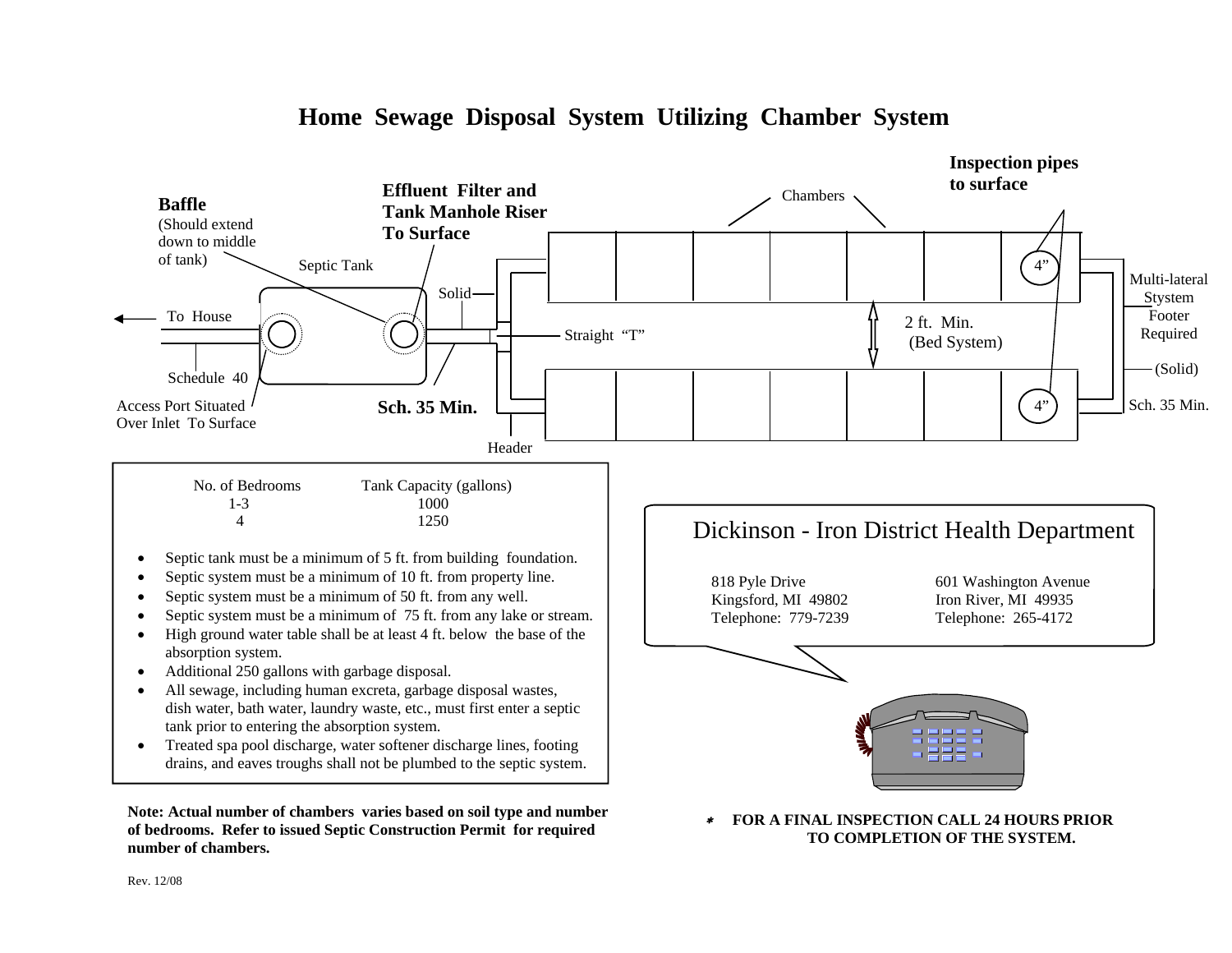# Home Sewage Disposal System Utilizing Chamber System

**Baffle**
(Should extend down to middle of tank)

**Effluent Filter and Tank Manhole Riser To Surface**

Chambers

**Inspection pipes to surface**

Septic Tank

Solid

To House

Straight "T"

2 ft. Min.
(Bed System)

Multi-lateral Stystem Footer Required

(Solid)

4"

4"

Schedule 40

Access Port Situated Over Inlet To Surface

**Sch. 35 Min.**

Header

Sch. 35 Min.

| No. of Bedrooms | Tank Capacity (gallons) |
|---|---|
| 1-3 | 1000 |
| 4 | 1250 |

- Septic tank must be a minimum of 5 ft. from building foundation.
- Septic system must be a minimum of 10 ft. from property line.
- Septic system must be a minimum of 50 ft. from any well.
- Septic system must be a minimum of 75 ft. from any lake or stream.
- High ground water table shall be at least 4 ft. below the base of the absorption system.
- Additional 250 gallons with garbage disposal.
- All sewage, including human excreta, garbage disposal wastes, dish water, bath water, laundry waste, etc., must first enter a septic tank prior to entering the absorption system.
- Treated spa pool discharge, water softener discharge lines, footing drains, and eaves troughs shall not be plumbed to the septic system.

**Note: Actual number of chambers varies based on soil type and number of bedrooms. Refer to issued Septic Construction Permit for required number of chambers.**

Dickinson - Iron District Health Department

818 Pyle Drive
Kingsford, MI 49802
Telephone: 779-7239

601 Washington Avenue
Iron River, MI 49935
Telephone: 265-4172

* **FOR A FINAL INSPECTION CALL 24 HOURS PRIOR TO COMPLETION OF THE SYSTEM.**

Rev. 12/08